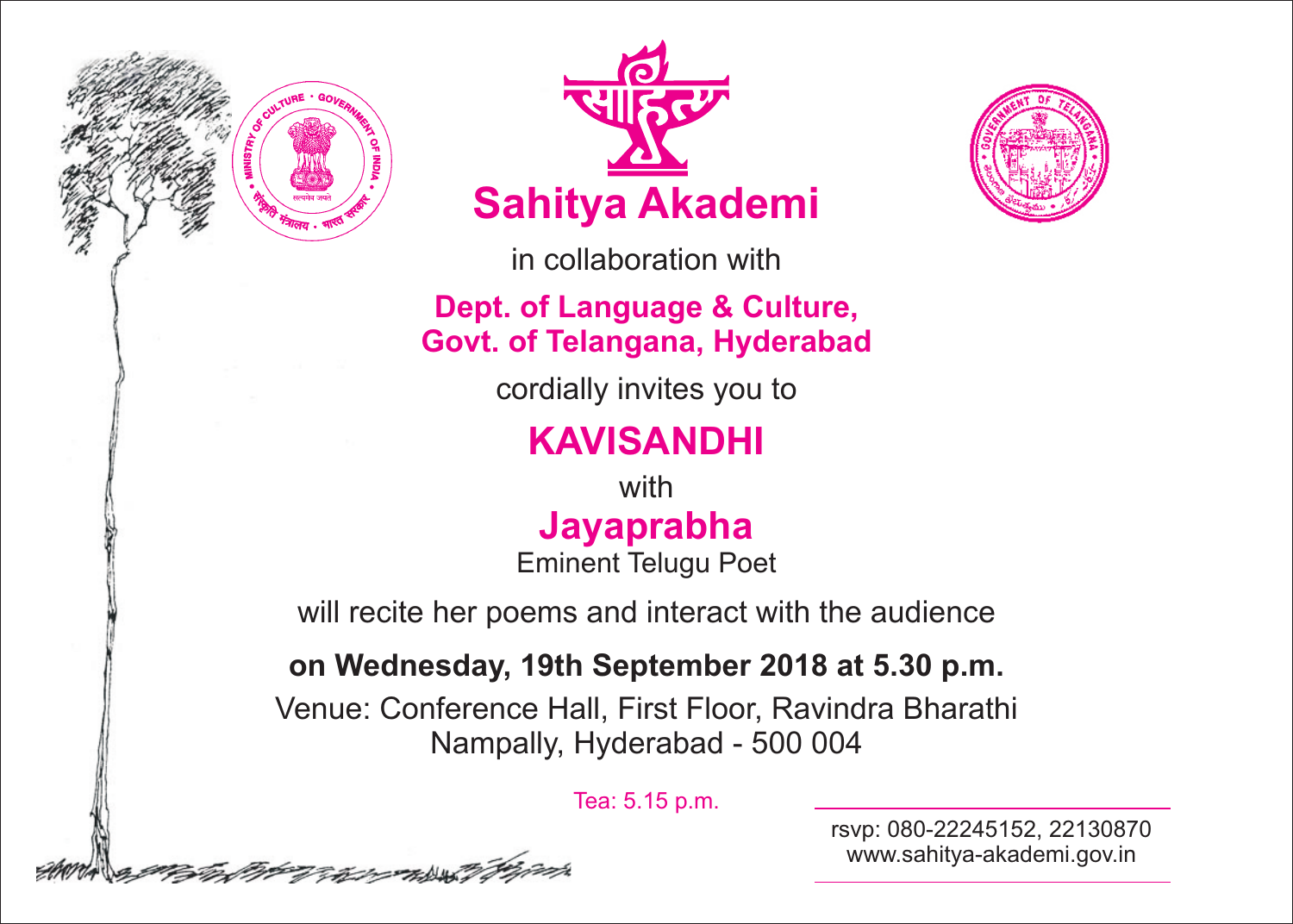# Sahitya Akademi

in collaboration with

**Dept. of Language & Culture, Govt. of Telangana, Hyderabad**

cordially invites you to

## KAVISANDHI

with

### Jayaprabha

Eminent Telugu Poet

will recite her poems and interact with the audience

**on Wednesday, 19th September 2018 at 5.30 p.m.**

Venue: Conference Hall, First Floor, Ravindra Bharathi
Nampally, Hyderabad - 500 004

Tea: 5.15 p.m.

rsvp: 080-22245152, 22130870
www.sahitya-akademi.gov.in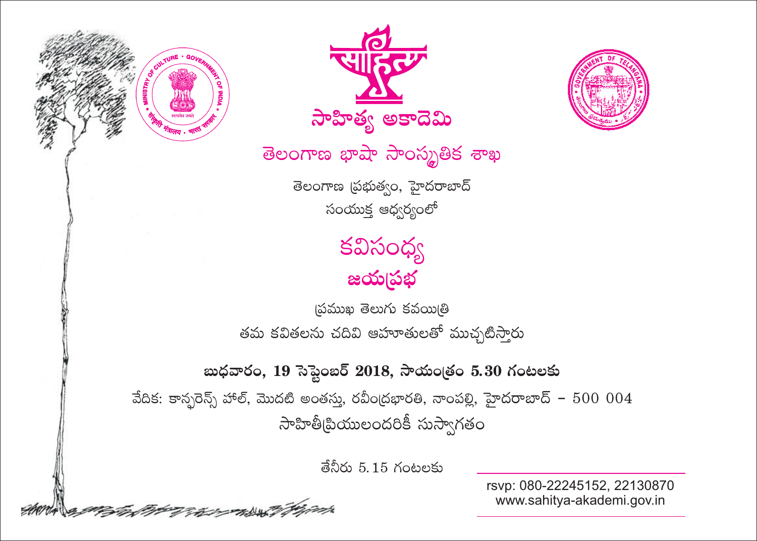# సాహిత్య అకాదెమి

## తెలంగాణ భాషా సాంస్కృతిక శాఖ

తెలంగాణ ప్రభుత్వం, హైదరాబాద్

సంయుక్త ఆధ్వర్యంలో

# కవిసంధ్య

## జయప్రభ

ప్రముఖ తెలుగు కవయిత్రి

తమ కవితలను చదివి ఆహూతులతో ముచ్చటిస్తారు

**బుధవారం, 19 సెప్టెంబర్ 2018, సాయంత్రం 5.30 గంటలకు**

వేదిక: కాన్ఫరెన్స్ హాల్, మొదటి అంతస్తు, రవీంద్రభారతి, నాంపల్లి, హైదరాబాద్ – 500 004

సాహితీప్రియులందరికీ సుస్వాగతం

తేనీరు 5.15 గంటలకు

rsvp: 080-22245152, 22130870

www.sahitya-akademi.gov.in